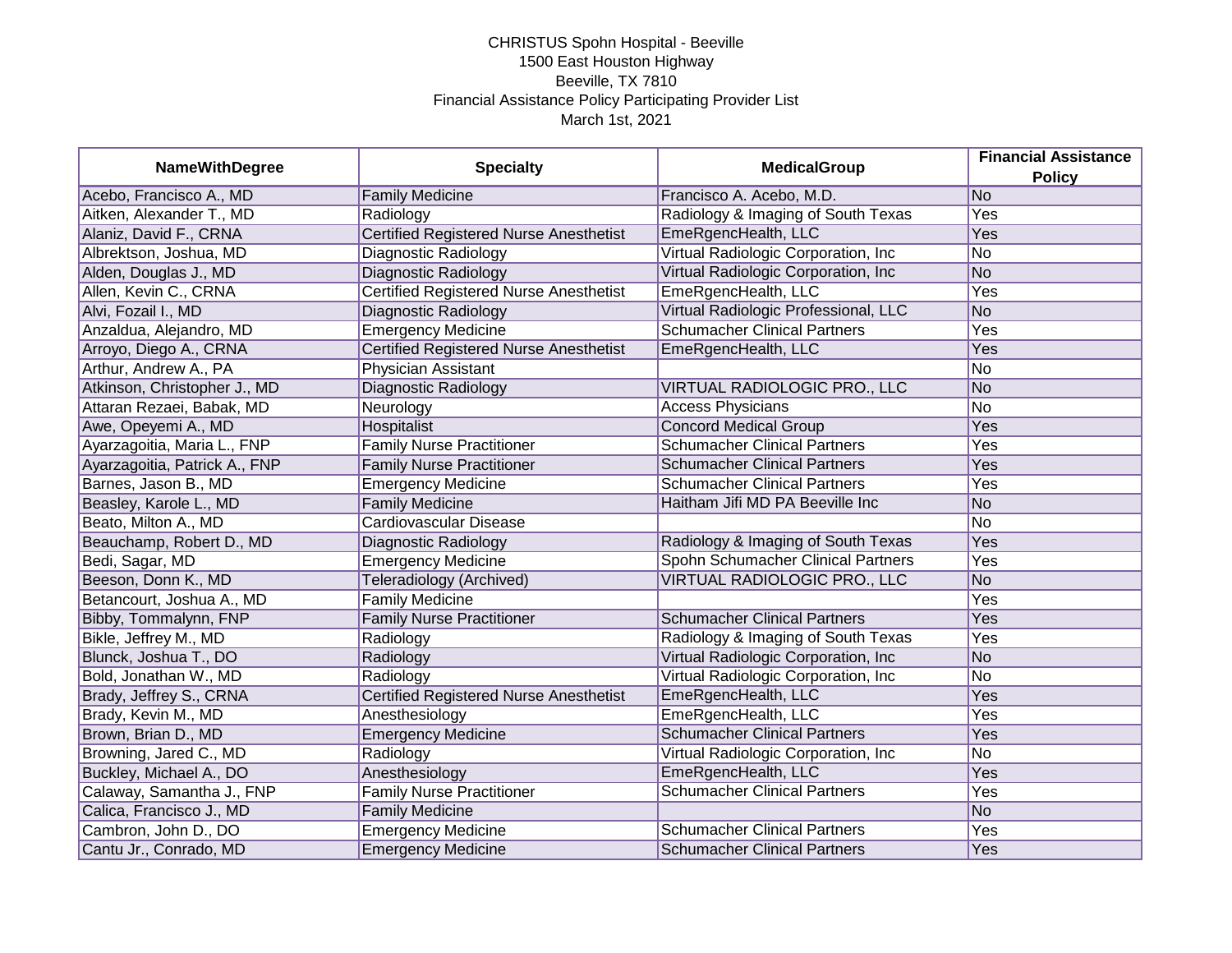CHRISTUS Spohn Hospital - Beeville
1500 East Houston Highway
Beeville, TX 7810
Financial Assistance Policy Participating Provider List
March 1st, 2021

| NameWithDegree | Specialty | MedicalGroup | Financial Assistance Policy |
|---|---|---|---|
| Acebo, Francisco A., MD | Family Medicine | Francisco A. Acebo, M.D. | No |
| Aitken, Alexander T., MD | Radiology | Radiology & Imaging of South Texas | Yes |
| Alaniz, David F., CRNA | Certified Registered Nurse Anesthetist | EmeRgencHealth, LLC | Yes |
| Albrektson, Joshua, MD | Diagnostic Radiology | Virtual Radiologic Corporation, Inc | No |
| Alden, Douglas J., MD | Diagnostic Radiology | Virtual Radiologic Corporation, Inc | No |
| Allen, Kevin C., CRNA | Certified Registered Nurse Anesthetist | EmeRgencHealth, LLC | Yes |
| Alvi, Fozail I., MD | Diagnostic Radiology | Virtual Radiologic Professional, LLC | No |
| Anzaldua, Alejandro, MD | Emergency Medicine | Schumacher Clinical Partners | Yes |
| Arroyo, Diego A., CRNA | Certified Registered Nurse Anesthetist | EmeRgencHealth, LLC | Yes |
| Arthur, Andrew A., PA | Physician Assistant | | No |
| Atkinson, Christopher J., MD | Diagnostic Radiology | VIRTUAL RADIOLOGIC PRO., LLC | No |
| Attaran Rezaei, Babak, MD | Neurology | Access Physicians | No |
| Awe, Opeyemi A., MD | Hospitalist | Concord Medical Group | Yes |
| Ayarzagoitia, Maria L., FNP | Family Nurse Practitioner | Schumacher Clinical Partners | Yes |
| Ayarzagoitia, Patrick A., FNP | Family Nurse Practitioner | Schumacher Clinical Partners | Yes |
| Barnes, Jason B., MD | Emergency Medicine | Schumacher Clinical Partners | Yes |
| Beasley, Karole L., MD | Family Medicine | Haitham Jifi MD PA Beeville Inc | No |
| Beato, Milton A., MD | Cardiovascular Disease | | No |
| Beauchamp, Robert D., MD | Diagnostic Radiology | Radiology & Imaging of South Texas | Yes |
| Bedi, Sagar, MD | Emergency Medicine | Spohn Schumacher Clinical Partners | Yes |
| Beeson, Donn K., MD | Teleradiology (Archived) | VIRTUAL RADIOLOGIC PRO., LLC | No |
| Betancourt, Joshua A., MD | Family Medicine | | Yes |
| Bibby, Tommalynn, FNP | Family Nurse Practitioner | Schumacher Clinical Partners | Yes |
| Bikle, Jeffrey M., MD | Radiology | Radiology & Imaging of South Texas | Yes |
| Blunck, Joshua T., DO | Radiology | Virtual Radiologic Corporation, Inc | No |
| Bold, Jonathan W., MD | Radiology | Virtual Radiologic Corporation, Inc | No |
| Brady, Jeffrey S., CRNA | Certified Registered Nurse Anesthetist | EmeRgencHealth, LLC | Yes |
| Brady, Kevin M., MD | Anesthesiology | EmeRgencHealth, LLC | Yes |
| Brown, Brian D., MD | Emergency Medicine | Schumacher Clinical Partners | Yes |
| Browning, Jared C., MD | Radiology | Virtual Radiologic Corporation, Inc | No |
| Buckley, Michael A., DO | Anesthesiology | EmeRgencHealth, LLC | Yes |
| Calaway, Samantha J., FNP | Family Nurse Practitioner | Schumacher Clinical Partners | Yes |
| Calica, Francisco J., MD | Family Medicine | | No |
| Cambron, John D., DO | Emergency Medicine | Schumacher Clinical Partners | Yes |
| Cantu Jr., Conrado, MD | Emergency Medicine | Schumacher Clinical Partners | Yes |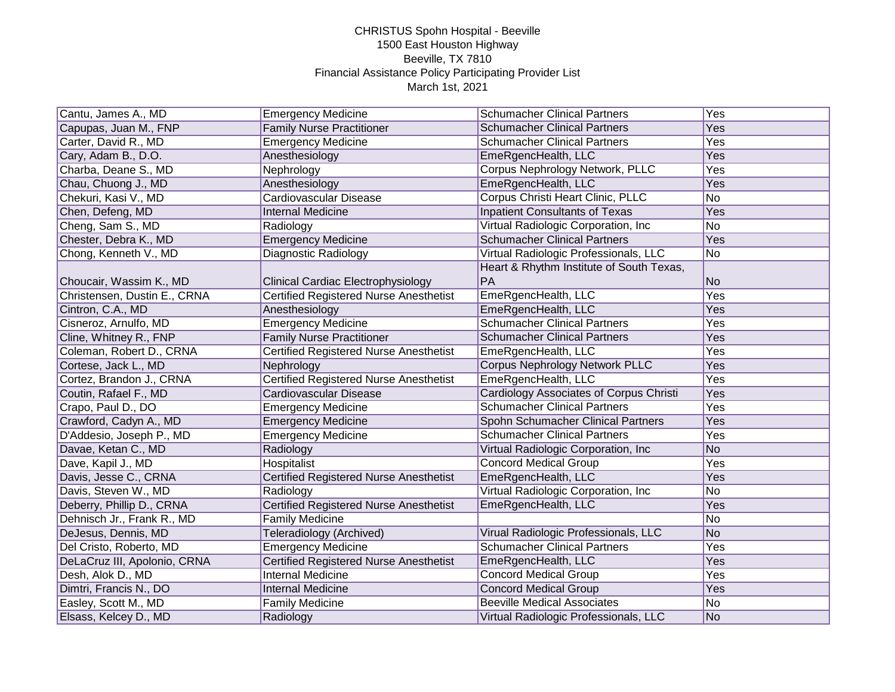CHRISTUS Spohn Hospital - Beeville
1500 East Houston Highway
Beeville, TX 7810
Financial Assistance Policy Participating Provider List
March 1st, 2021

| | | | |
|---|---|---|---|
| Cantu, James A., MD | Emergency Medicine | Schumacher Clinical Partners | Yes |
| Capupas, Juan M., FNP | Family Nurse Practitioner | Schumacher Clinical Partners | Yes |
| Carter, David R., MD | Emergency Medicine | Schumacher Clinical Partners | Yes |
| Cary, Adam B., D.O. | Anesthesiology | EmeRgencHealth, LLC | Yes |
| Charba, Deane S., MD | Nephrology | Corpus Nephrology Network, PLLC | Yes |
| Chau, Chuong J., MD | Anesthesiology | EmeRgencHealth, LLC | Yes |
| Chekuri, Kasi V., MD | Cardiovascular Disease | Corpus Christi Heart Clinic, PLLC | No |
| Chen, Defeng, MD | Internal Medicine | Inpatient Consultants of Texas | Yes |
| Cheng, Sam S., MD | Radiology | Virtual Radiologic Corporation, Inc | No |
| Chester, Debra K., MD | Emergency Medicine | Schumacher Clinical Partners | Yes |
| Chong, Kenneth V., MD | Diagnostic Radiology | Virtual Radiologic Professionals, LLC | No |
| Choucair, Wassim K., MD | Clinical Cardiac Electrophysiology | Heart & Rhythm Institute of South Texas, PA | No |
| Christensen, Dustin E., CRNA | Certified Registered Nurse Anesthetist | EmeRgencHealth, LLC | Yes |
| Cintron, C.A., MD | Anesthesiology | EmeRgencHealth, LLC | Yes |
| Cisneroz, Arnulfo, MD | Emergency Medicine | Schumacher Clinical Partners | Yes |
| Cline, Whitney R., FNP | Family Nurse Practitioner | Schumacher Clinical Partners | Yes |
| Coleman, Robert D., CRNA | Certified Registered Nurse Anesthetist | EmeRgencHealth, LLC | Yes |
| Cortese, Jack L., MD | Nephrology | Corpus Nephrology Network PLLC | Yes |
| Cortez, Brandon J., CRNA | Certified Registered Nurse Anesthetist | EmeRgencHealth, LLC | Yes |
| Coutin, Rafael F., MD | Cardiovascular Disease | Cardiology Associates of Corpus Christi | Yes |
| Crapo, Paul D., DO | Emergency Medicine | Schumacher Clinical Partners | Yes |
| Crawford, Cadyn A., MD | Emergency Medicine | Spohn Schumacher Clinical Partners | Yes |
| D'Addesio, Joseph P., MD | Emergency Medicine | Schumacher Clinical Partners | Yes |
| Davae, Ketan C., MD | Radiology | Virtual Radiologic Corporation, Inc | No |
| Dave, Kapil J., MD | Hospitalist | Concord Medical Group | Yes |
| Davis, Jesse C., CRNA | Certified Registered Nurse Anesthetist | EmeRgencHealth, LLC | Yes |
| Davis, Steven W., MD | Radiology | Virtual Radiologic Corporation, Inc | No |
| Deberry, Phillip D., CRNA | Certified Registered Nurse Anesthetist | EmeRgencHealth, LLC | Yes |
| Dehnisch Jr., Frank R., MD | Family Medicine | | No |
| DeJesus, Dennis, MD | Teleradiology (Archived) | Virual Radiologic Professionals, LLC | No |
| Del Cristo, Roberto, MD | Emergency Medicine | Schumacher Clinical Partners | Yes |
| DeLaCruz III, Apolonio, CRNA | Certified Registered Nurse Anesthetist | EmeRgencHealth, LLC | Yes |
| Desh, Alok D., MD | Internal Medicine | Concord Medical Group | Yes |
| Dimtri, Francis N., DO | Internal Medicine | Concord Medical Group | Yes |
| Easley, Scott M., MD | Family Medicine | Beeville Medical Associates | No |
| Elsass, Kelcey D., MD | Radiology | Virtual Radiologic Professionals, LLC | No |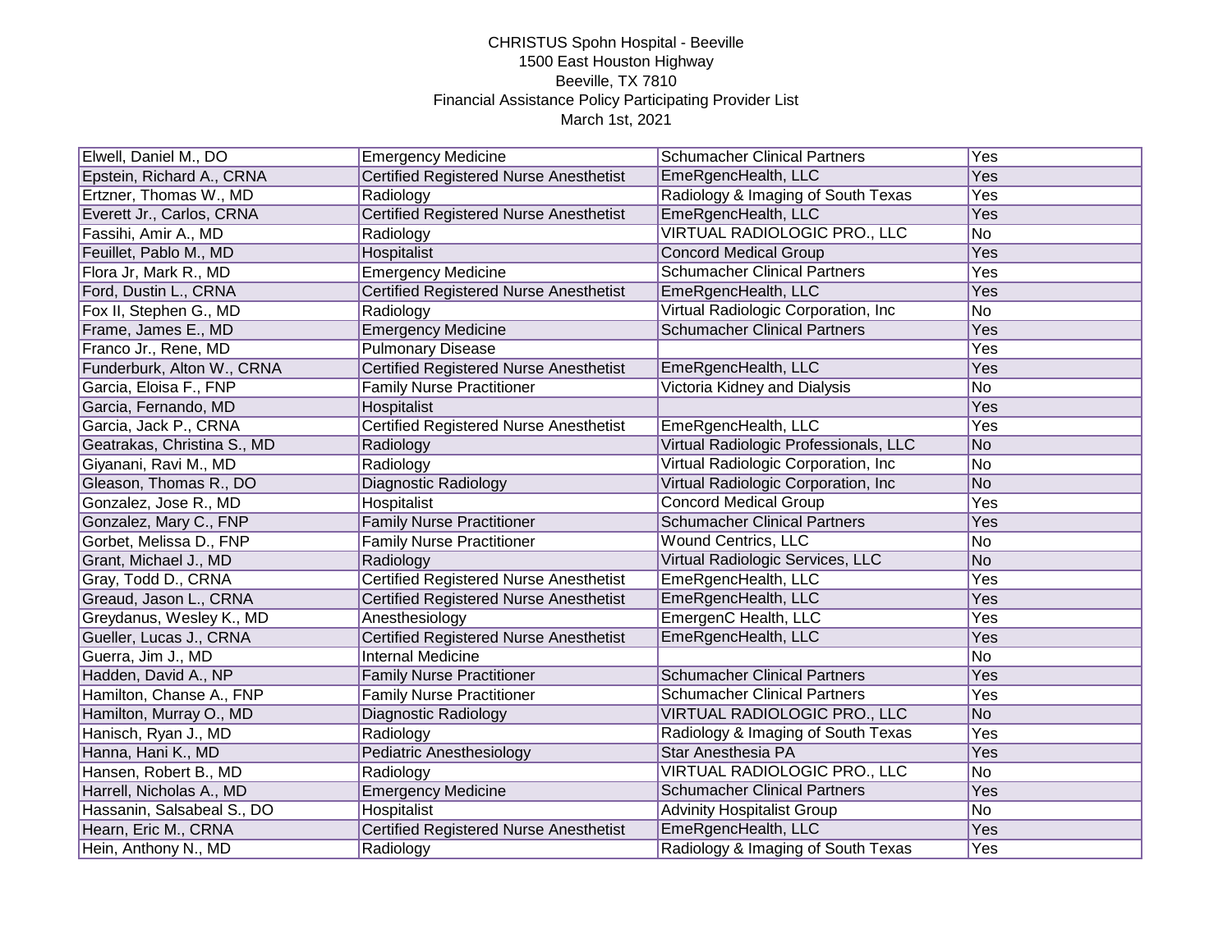CHRISTUS Spohn Hospital - Beeville
1500 East Houston Highway
Beeville, TX 7810
Financial Assistance Policy Participating Provider List
March 1st, 2021

| | | | |
|---|---|---|---|
| Elwell, Daniel M., DO | Emergency Medicine | Schumacher Clinical Partners | Yes |
| Epstein, Richard A., CRNA | Certified Registered Nurse Anesthetist | EmeRgencHealth, LLC | Yes |
| Ertzner, Thomas W., MD | Radiology | Radiology & Imaging of South Texas | Yes |
| Everett Jr., Carlos, CRNA | Certified Registered Nurse Anesthetist | EmeRgencHealth, LLC | Yes |
| Fassihi, Amir A., MD | Radiology | VIRTUAL RADIOLOGIC PRO., LLC | No |
| Feuillet, Pablo M., MD | Hospitalist | Concord Medical Group | Yes |
| Flora Jr, Mark R., MD | Emergency Medicine | Schumacher Clinical Partners | Yes |
| Ford, Dustin L., CRNA | Certified Registered Nurse Anesthetist | EmeRgencHealth, LLC | Yes |
| Fox II, Stephen G., MD | Radiology | Virtual Radiologic Corporation, Inc | No |
| Frame, James E., MD | Emergency Medicine | Schumacher Clinical Partners | Yes |
| Franco Jr., Rene, MD | Pulmonary Disease | | Yes |
| Funderburk, Alton W., CRNA | Certified Registered Nurse Anesthetist | EmeRgencHealth, LLC | Yes |
| Garcia, Eloisa F., FNP | Family Nurse Practitioner | Victoria Kidney and Dialysis | No |
| Garcia, Fernando, MD | Hospitalist | | Yes |
| Garcia, Jack P., CRNA | Certified Registered Nurse Anesthetist | EmeRgencHealth, LLC | Yes |
| Geatrakas, Christina S., MD | Radiology | Virtual Radiologic Professionals, LLC | No |
| Giyanani, Ravi M., MD | Radiology | Virtual Radiologic Corporation, Inc | No |
| Gleason, Thomas R., DO | Diagnostic Radiology | Virtual Radiologic Corporation, Inc | No |
| Gonzalez, Jose R., MD | Hospitalist | Concord Medical Group | Yes |
| Gonzalez, Mary C., FNP | Family Nurse Practitioner | Schumacher Clinical Partners | Yes |
| Gorbet, Melissa D., FNP | Family Nurse Practitioner | Wound Centrics, LLC | No |
| Grant, Michael J., MD | Radiology | Virtual Radiologic Services, LLC | No |
| Gray, Todd D., CRNA | Certified Registered Nurse Anesthetist | EmeRgencHealth, LLC | Yes |
| Greaud, Jason L., CRNA | Certified Registered Nurse Anesthetist | EmeRgencHealth, LLC | Yes |
| Greydanus, Wesley K., MD | Anesthesiology | EmergenC Health, LLC | Yes |
| Gueller, Lucas J., CRNA | Certified Registered Nurse Anesthetist | EmeRgencHealth, LLC | Yes |
| Guerra, Jim J., MD | Internal Medicine | | No |
| Hadden, David A., NP | Family Nurse Practitioner | Schumacher Clinical Partners | Yes |
| Hamilton, Chanse A., FNP | Family Nurse Practitioner | Schumacher Clinical Partners | Yes |
| Hamilton, Murray O., MD | Diagnostic Radiology | VIRTUAL RADIOLOGIC PRO., LLC | No |
| Hanisch, Ryan J., MD | Radiology | Radiology & Imaging of South Texas | Yes |
| Hanna, Hani K., MD | Pediatric Anesthesiology | Star Anesthesia PA | Yes |
| Hansen, Robert B., MD | Radiology | VIRTUAL RADIOLOGIC PRO., LLC | No |
| Harrell, Nicholas A., MD | Emergency Medicine | Schumacher Clinical Partners | Yes |
| Hassanin, Salsabeal S., DO | Hospitalist | Advinity Hospitalist Group | No |
| Hearn, Eric M., CRNA | Certified Registered Nurse Anesthetist | EmeRgencHealth, LLC | Yes |
| Hein, Anthony N., MD | Radiology | Radiology & Imaging of South Texas | Yes |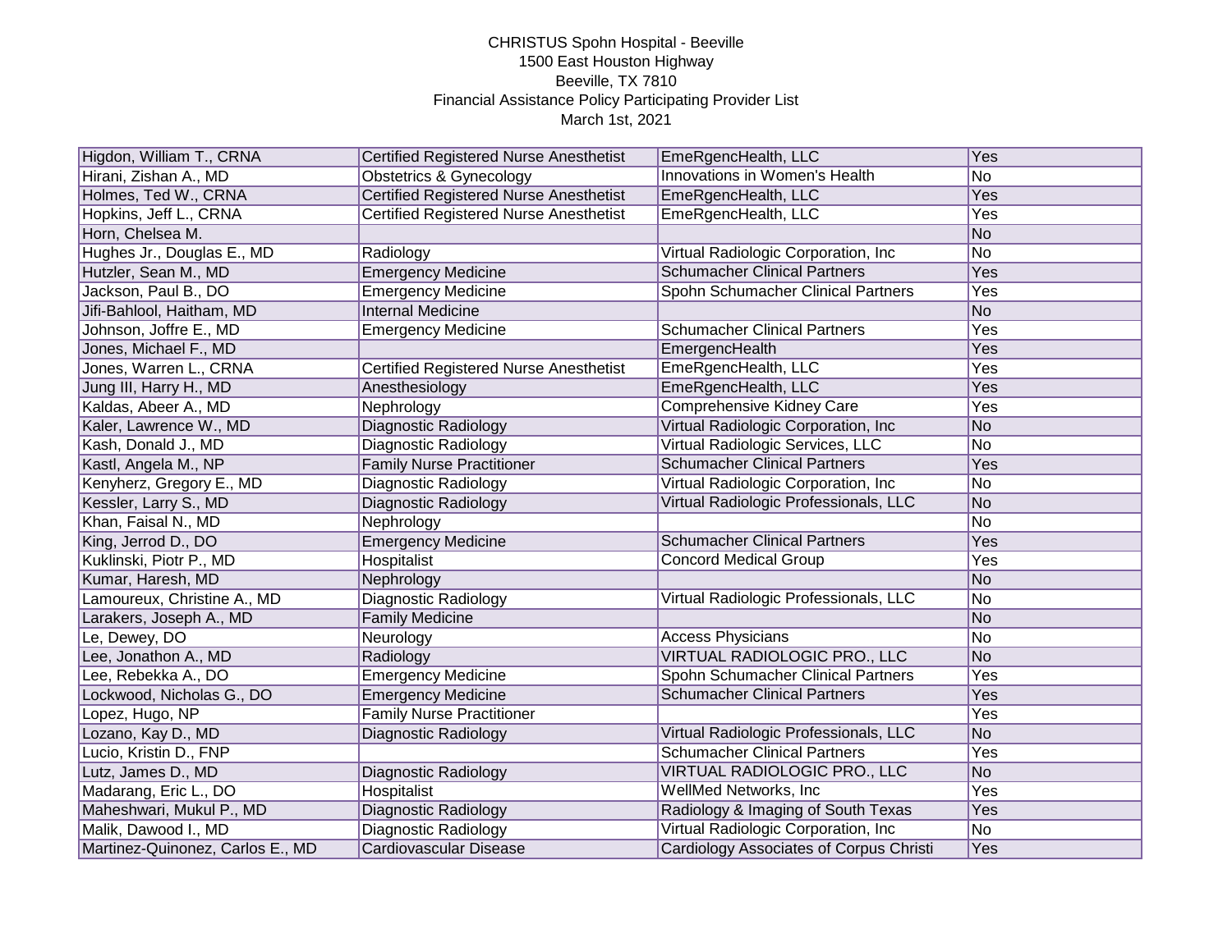CHRISTUS Spohn Hospital - Beeville
1500 East Houston Highway
Beeville, TX 7810
Financial Assistance Policy Participating Provider List
March 1st, 2021

| | | | |
|---|---|---|---|
| Higdon, William T., CRNA | Certified Registered Nurse Anesthetist | EmeRgencHealth, LLC | Yes |
| Hirani, Zishan A., MD | Obstetrics & Gynecology | Innovations in Women's Health | No |
| Holmes, Ted W., CRNA | Certified Registered Nurse Anesthetist | EmeRgencHealth, LLC | Yes |
| Hopkins, Jeff L., CRNA | Certified Registered Nurse Anesthetist | EmeRgencHealth, LLC | Yes |
| Horn, Chelsea M. | | | No |
| Hughes Jr., Douglas E., MD | Radiology | Virtual Radiologic Corporation, Inc | No |
| Hutzler, Sean M., MD | Emergency Medicine | Schumacher Clinical Partners | Yes |
| Jackson, Paul B., DO | Emergency Medicine | Spohn Schumacher Clinical Partners | Yes |
| Jifi-Bahlool, Haitham, MD | Internal Medicine | | No |
| Johnson, Joffre E., MD | Emergency Medicine | Schumacher Clinical Partners | Yes |
| Jones, Michael F., MD | | EmergencHealth | Yes |
| Jones, Warren L., CRNA | Certified Registered Nurse Anesthetist | EmeRgencHealth, LLC | Yes |
| Jung III, Harry H., MD | Anesthesiology | EmeRgencHealth, LLC | Yes |
| Kaldas, Abeer A., MD | Nephrology | Comprehensive Kidney Care | Yes |
| Kaler, Lawrence W., MD | Diagnostic Radiology | Virtual Radiologic Corporation, Inc | No |
| Kash, Donald J., MD | Diagnostic Radiology | Virtual Radiologic Services, LLC | No |
| Kastl, Angela M., NP | Family Nurse Practitioner | Schumacher Clinical Partners | Yes |
| Kenyherz, Gregory E., MD | Diagnostic Radiology | Virtual Radiologic Corporation, Inc | No |
| Kessler, Larry S., MD | Diagnostic Radiology | Virtual Radiologic Professionals, LLC | No |
| Khan, Faisal N., MD | Nephrology | | No |
| King, Jerrod D., DO | Emergency Medicine | Schumacher Clinical Partners | Yes |
| Kuklinski, Piotr P., MD | Hospitalist | Concord Medical Group | Yes |
| Kumar, Haresh, MD | Nephrology | | No |
| Lamoureux, Christine A., MD | Diagnostic Radiology | Virtual Radiologic Professionals, LLC | No |
| Larakers, Joseph A., MD | Family Medicine | | No |
| Le, Dewey, DO | Neurology | Access Physicians | No |
| Lee, Jonathon A., MD | Radiology | VIRTUAL RADIOLOGIC PRO., LLC | No |
| Lee, Rebekka A., DO | Emergency Medicine | Spohn Schumacher Clinical Partners | Yes |
| Lockwood, Nicholas G., DO | Emergency Medicine | Schumacher Clinical Partners | Yes |
| Lopez, Hugo, NP | Family Nurse Practitioner | | Yes |
| Lozano, Kay D., MD | Diagnostic Radiology | Virtual Radiologic Professionals, LLC | No |
| Lucio, Kristin D., FNP | | Schumacher Clinical Partners | Yes |
| Lutz, James D., MD | Diagnostic Radiology | VIRTUAL RADIOLOGIC PRO., LLC | No |
| Madarang, Eric L., DO | Hospitalist | WellMed Networks, Inc | Yes |
| Maheshwari, Mukul P., MD | Diagnostic Radiology | Radiology & Imaging of South Texas | Yes |
| Malik, Dawood I., MD | Diagnostic Radiology | Virtual Radiologic Corporation, Inc | No |
| Martinez-Quinonez, Carlos E., MD | Cardiovascular Disease | Cardiology Associates of Corpus Christi | Yes |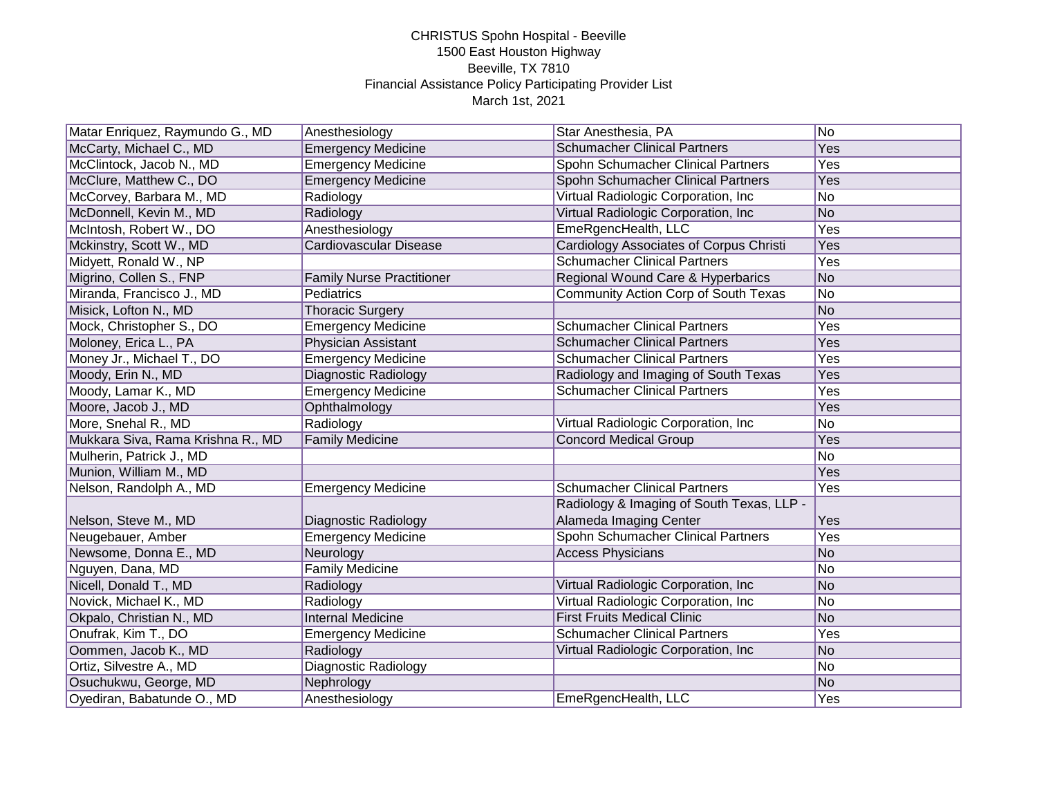CHRISTUS Spohn Hospital - Beeville
1500 East Houston Highway
Beeville, TX 7810
Financial Assistance Policy Participating Provider List
March 1st, 2021

| | | | |
|---|---|---|---|
| Matar Enriquez, Raymundo G., MD | Anesthesiology | Star Anesthesia, PA | No |
| McCarty, Michael C., MD | Emergency Medicine | Schumacher Clinical Partners | Yes |
| McClintock, Jacob N., MD | Emergency Medicine | Spohn Schumacher Clinical Partners | Yes |
| McClure, Matthew C., DO | Emergency Medicine | Spohn Schumacher Clinical Partners | Yes |
| McCorvey, Barbara M., MD | Radiology | Virtual Radiologic Corporation, Inc | No |
| McDonnell, Kevin M., MD | Radiology | Virtual Radiologic Corporation, Inc | No |
| McIntosh, Robert W., DO | Anesthesiology | EmeRgencHealth, LLC | Yes |
| Mckinstry, Scott W., MD | Cardiovascular Disease | Cardiology Associates of Corpus Christi | Yes |
| Midyett, Ronald W., NP | | Schumacher Clinical Partners | Yes |
| Migrino, Collen S., FNP | Family Nurse Practitioner | Regional Wound Care & Hyperbarics | No |
| Miranda, Francisco J., MD | Pediatrics | Community Action Corp of South Texas | No |
| Misick, Lofton N., MD | Thoracic Surgery | | No |
| Mock, Christopher S., DO | Emergency Medicine | Schumacher Clinical Partners | Yes |
| Moloney, Erica L., PA | Physician Assistant | Schumacher Clinical Partners | Yes |
| Money Jr., Michael T., DO | Emergency Medicine | Schumacher Clinical Partners | Yes |
| Moody, Erin N., MD | Diagnostic Radiology | Radiology and Imaging of South Texas | Yes |
| Moody, Lamar K., MD | Emergency Medicine | Schumacher Clinical Partners | Yes |
| Moore, Jacob J., MD | Ophthalmology | | Yes |
| More, Snehal R., MD | Radiology | Virtual Radiologic Corporation, Inc | No |
| Mukkara Siva, Rama Krishna R., MD | Family Medicine | Concord Medical Group | Yes |
| Mulherin, Patrick J., MD | | | No |
| Munion, William M., MD | | | Yes |
| Nelson, Randolph A., MD | Emergency Medicine | Schumacher Clinical Partners | Yes |
| Nelson, Steve M., MD | Diagnostic Radiology | Radiology & Imaging of South Texas, LLP - Alameda Imaging Center | Yes |
| Neugebauer, Amber | Emergency Medicine | Spohn Schumacher Clinical Partners | Yes |
| Newsome, Donna E., MD | Neurology | Access Physicians | No |
| Nguyen, Dana, MD | Family Medicine | | No |
| Nicell, Donald T., MD | Radiology | Virtual Radiologic Corporation, Inc | No |
| Novick, Michael K., MD | Radiology | Virtual Radiologic Corporation, Inc | No |
| Okpalo, Christian N., MD | Internal Medicine | First Fruits Medical Clinic | No |
| Onufrak, Kim T., DO | Emergency Medicine | Schumacher Clinical Partners | Yes |
| Oommen, Jacob K., MD | Radiology | Virtual Radiologic Corporation, Inc | No |
| Ortiz, Silvestre A., MD | Diagnostic Radiology | | No |
| Osuchukwu, George, MD | Nephrology | | No |
| Oyediran, Babatunde O., MD | Anesthesiology | EmeRgencHealth, LLC | Yes |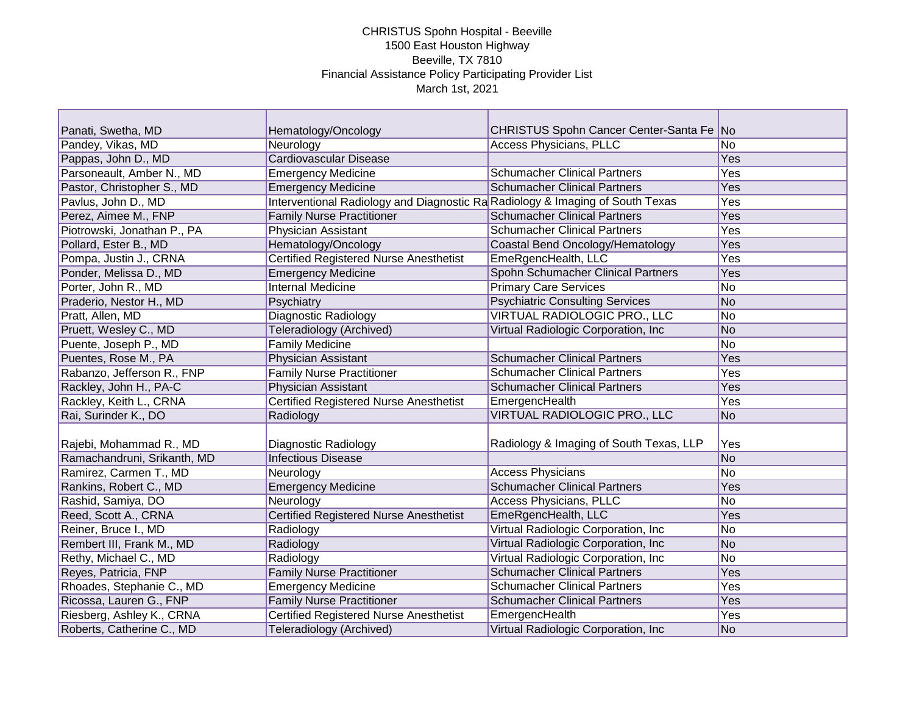CHRISTUS Spohn Hospital - Beeville
1500 East Houston Highway
Beeville, TX 7810
Financial Assistance Policy Participating Provider List
March 1st, 2021

| | | | |
|---|---|---|---|
| Panati, Swetha, MD | Hematology/Oncology | CHRISTUS Spohn Cancer Center-Santa Fe | No |
| Pandey, Vikas, MD | Neurology | Access Physicians, PLLC | No |
| Pappas, John D., MD | Cardiovascular Disease | | Yes |
| Parsoneault, Amber N., MD | Emergency Medicine | Schumacher Clinical Partners | Yes |
| Pastor, Christopher S., MD | Emergency Medicine | Schumacher Clinical Partners | Yes |
| Pavlus, John D., MD | Interventional Radiology and Diagnostic Ra | Radiology & Imaging of South Texas | Yes |
| Perez, Aimee M., FNP | Family Nurse Practitioner | Schumacher Clinical Partners | Yes |
| Piotrowski, Jonathan P., PA | Physician Assistant | Schumacher Clinical Partners | Yes |
| Pollard, Ester B., MD | Hematology/Oncology | Coastal Bend Oncology/Hematology | Yes |
| Pompa, Justin J., CRNA | Certified Registered Nurse Anesthetist | EmeRgencHealth, LLC | Yes |
| Ponder, Melissa D., MD | Emergency Medicine | Spohn Schumacher Clinical Partners | Yes |
| Porter, John R., MD | Internal Medicine | Primary Care Services | No |
| Praderio, Nestor H., MD | Psychiatry | Psychiatric Consulting Services | No |
| Pratt, Allen, MD | Diagnostic Radiology | VIRTUAL RADIOLOGIC PRO., LLC | No |
| Pruett, Wesley C., MD | Teleradiology (Archived) | Virtual Radiologic Corporation, Inc | No |
| Puente, Joseph P., MD | Family Medicine | | No |
| Puentes, Rose M., PA | Physician Assistant | Schumacher Clinical Partners | Yes |
| Rabanzo, Jefferson R., FNP | Family Nurse Practitioner | Schumacher Clinical Partners | Yes |
| Rackley, John H., PA-C | Physician Assistant | Schumacher Clinical Partners | Yes |
| Rackley, Keith L., CRNA | Certified Registered Nurse Anesthetist | EmergencHealth | Yes |
| Rai, Surinder K., DO | Radiology | VIRTUAL RADIOLOGIC PRO., LLC | No |
| Rajebi, Mohammad R., MD | Diagnostic Radiology | Radiology & Imaging of South Texas, LLP | Yes |
| Ramachandruni, Srikanth, MD | Infectious Disease | | No |
| Ramirez, Carmen T., MD | Neurology | Access Physicians | No |
| Rankins, Robert C., MD | Emergency Medicine | Schumacher Clinical Partners | Yes |
| Rashid, Samiya, DO | Neurology | Access Physicians, PLLC | No |
| Reed, Scott A., CRNA | Certified Registered Nurse Anesthetist | EmeRgencHealth, LLC | Yes |
| Reiner, Bruce I., MD | Radiology | Virtual Radiologic Corporation, Inc | No |
| Rembert III, Frank M., MD | Radiology | Virtual Radiologic Corporation, Inc | No |
| Rethy, Michael C., MD | Radiology | Virtual Radiologic Corporation, Inc | No |
| Reyes, Patricia, FNP | Family Nurse Practitioner | Schumacher Clinical Partners | Yes |
| Rhoades, Stephanie C., MD | Emergency Medicine | Schumacher Clinical Partners | Yes |
| Ricossa, Lauren G., FNP | Family Nurse Practitioner | Schumacher Clinical Partners | Yes |
| Riesberg, Ashley K., CRNA | Certified Registered Nurse Anesthetist | EmergencHealth | Yes |
| Roberts, Catherine C., MD | Teleradiology (Archived) | Virtual Radiologic Corporation, Inc | No |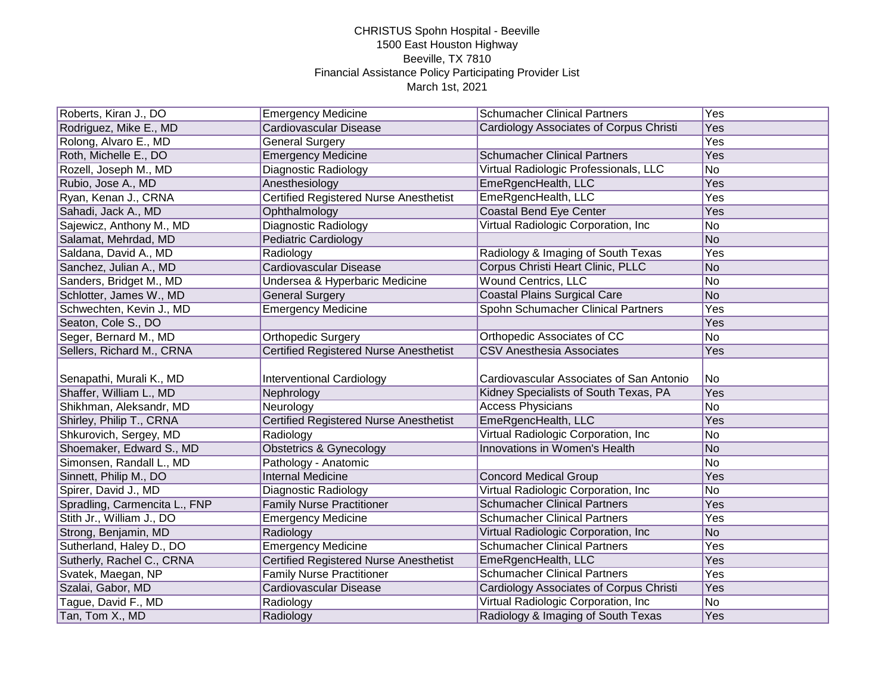CHRISTUS Spohn Hospital - Beeville
1500 East Houston Highway
Beeville, TX 7810
Financial Assistance Policy Participating Provider List
March 1st, 2021

| | | | |
|---|---|---|---|
| Roberts, Kiran J., DO | Emergency Medicine | Schumacher Clinical Partners | Yes |
| Rodriguez, Mike E., MD | Cardiovascular Disease | Cardiology Associates of Corpus Christi | Yes |
| Rolong, Alvaro E., MD | General Surgery | | Yes |
| Roth, Michelle E., DO | Emergency Medicine | Schumacher Clinical Partners | Yes |
| Rozell, Joseph M., MD | Diagnostic Radiology | Virtual Radiologic Professionals, LLC | No |
| Rubio, Jose A., MD | Anesthesiology | EmeRgencHealth, LLC | Yes |
| Ryan, Kenan J., CRNA | Certified Registered Nurse Anesthetist | EmeRgencHealth, LLC | Yes |
| Sahadi, Jack A., MD | Ophthalmology | Coastal Bend Eye Center | Yes |
| Sajewicz, Anthony M., MD | Diagnostic Radiology | Virtual Radiologic Corporation, Inc | No |
| Salamat, Mehrdad, MD | Pediatric Cardiology | | No |
| Saldana, David A., MD | Radiology | Radiology & Imaging of South Texas | Yes |
| Sanchez, Julian A., MD | Cardiovascular Disease | Corpus Christi Heart Clinic, PLLC | No |
| Sanders, Bridget M., MD | Undersea & Hyperbaric Medicine | Wound Centrics, LLC | No |
| Schlotter, James W., MD | General Surgery | Coastal Plains Surgical Care | No |
| Schwechten, Kevin J., MD | Emergency Medicine | Spohn Schumacher Clinical Partners | Yes |
| Seaton, Cole S., DO | | | Yes |
| Seger, Bernard M., MD | Orthopedic Surgery | Orthopedic Associates of CC | No |
| Sellers, Richard M., CRNA | Certified Registered Nurse Anesthetist | CSV Anesthesia Associates | Yes |
| Senapathi, Murali K., MD | Interventional Cardiology | Cardiovascular Associates of San Antonio | No |
| Shaffer, William L., MD | Nephrology | Kidney Specialists of South Texas, PA | Yes |
| Shikhman, Aleksandr, MD | Neurology | Access Physicians | No |
| Shirley, Philip T., CRNA | Certified Registered Nurse Anesthetist | EmeRgencHealth, LLC | Yes |
| Shkurovich, Sergey, MD | Radiology | Virtual Radiologic Corporation, Inc | No |
| Shoemaker, Edward S., MD | Obstetrics & Gynecology | Innovations in Women's Health | No |
| Simonsen, Randall L., MD | Pathology - Anatomic | | No |
| Sinnett, Philip M., DO | Internal Medicine | Concord Medical Group | Yes |
| Spirer, David J., MD | Diagnostic Radiology | Virtual Radiologic Corporation, Inc | No |
| Spradling, Carmencita L., FNP | Family Nurse Practitioner | Schumacher Clinical Partners | Yes |
| Stith Jr., William J., DO | Emergency Medicine | Schumacher Clinical Partners | Yes |
| Strong, Benjamin, MD | Radiology | Virtual Radiologic Corporation, Inc | No |
| Sutherland, Haley D., DO | Emergency Medicine | Schumacher Clinical Partners | Yes |
| Sutherly, Rachel C., CRNA | Certified Registered Nurse Anesthetist | EmeRgencHealth, LLC | Yes |
| Svatek, Maegan, NP | Family Nurse Practitioner | Schumacher Clinical Partners | Yes |
| Szalai, Gabor, MD | Cardiovascular Disease | Cardiology Associates of Corpus Christi | Yes |
| Tague, David F., MD | Radiology | Virtual Radiologic Corporation, Inc | No |
| Tan, Tom X., MD | Radiology | Radiology & Imaging of South Texas | Yes |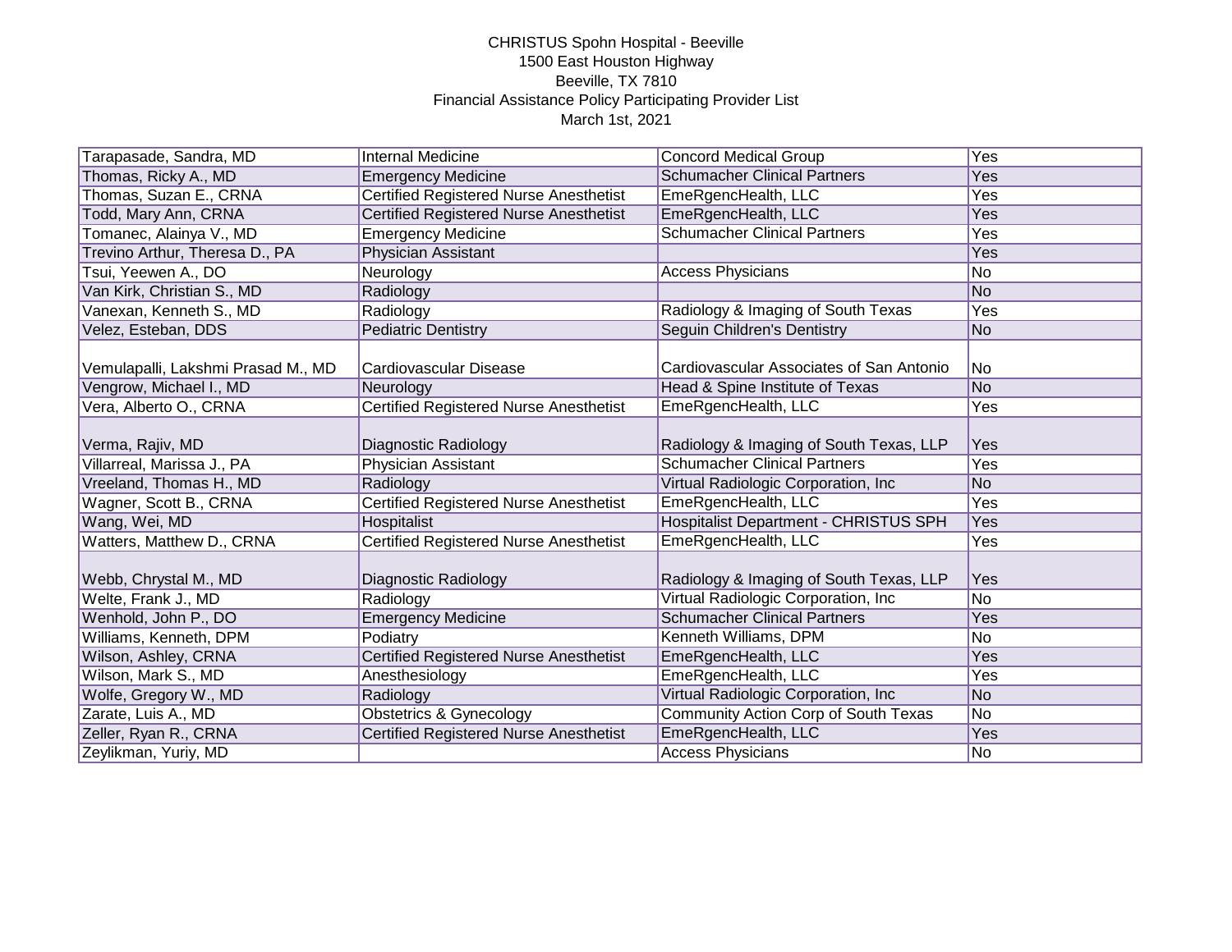CHRISTUS Spohn Hospital - Beeville
1500 East Houston Highway
Beeville, TX 7810
Financial Assistance Policy Participating Provider List
March 1st, 2021

| | | | |
|---|---|---|---|
| Tarapasade, Sandra, MD | Internal Medicine | Concord Medical Group | Yes |
| Thomas, Ricky A., MD | Emergency Medicine | Schumacher Clinical Partners | Yes |
| Thomas, Suzan E., CRNA | Certified Registered Nurse Anesthetist | EmeRgencHealth, LLC | Yes |
| Todd, Mary Ann, CRNA | Certified Registered Nurse Anesthetist | EmeRgencHealth, LLC | Yes |
| Tomanec, Alainya V., MD | Emergency Medicine | Schumacher Clinical Partners | Yes |
| Trevino Arthur, Theresa D., PA | Physician Assistant | | Yes |
| Tsui, Yeewen A., DO | Neurology | Access Physicians | No |
| Van Kirk, Christian S., MD | Radiology | | No |
| Vanexan, Kenneth S., MD | Radiology | Radiology & Imaging of South Texas | Yes |
| Velez, Esteban, DDS | Pediatric Dentistry | Seguin Children's Dentistry | No |
| Vemulapalli, Lakshmi Prasad M., MD | Cardiovascular Disease | Cardiovascular Associates of San Antonio | No |
| Vengrow, Michael I., MD | Neurology | Head & Spine Institute of Texas | No |
| Vera, Alberto O., CRNA | Certified Registered Nurse Anesthetist | EmeRgencHealth, LLC | Yes |
| Verma, Rajiv, MD | Diagnostic Radiology | Radiology & Imaging of South Texas, LLP | Yes |
| Villarreal, Marissa J., PA | Physician Assistant | Schumacher Clinical Partners | Yes |
| Vreeland, Thomas H., MD | Radiology | Virtual Radiologic Corporation, Inc | No |
| Wagner, Scott B., CRNA | Certified Registered Nurse Anesthetist | EmeRgencHealth, LLC | Yes |
| Wang, Wei, MD | Hospitalist | Hospitalist Department - CHRISTUS SPH | Yes |
| Watters, Matthew D., CRNA | Certified Registered Nurse Anesthetist | EmeRgencHealth, LLC | Yes |
| Webb, Chrystal M., MD | Diagnostic Radiology | Radiology & Imaging of South Texas, LLP | Yes |
| Welte, Frank J., MD | Radiology | Virtual Radiologic Corporation, Inc | No |
| Wenhold, John P., DO | Emergency Medicine | Schumacher Clinical Partners | Yes |
| Williams, Kenneth, DPM | Podiatry | Kenneth Williams, DPM | No |
| Wilson, Ashley, CRNA | Certified Registered Nurse Anesthetist | EmeRgencHealth, LLC | Yes |
| Wilson, Mark S., MD | Anesthesiology | EmeRgencHealth, LLC | Yes |
| Wolfe, Gregory W., MD | Radiology | Virtual Radiologic Corporation, Inc | No |
| Zarate, Luis A., MD | Obstetrics & Gynecology | Community Action Corp of South Texas | No |
| Zeller, Ryan R., CRNA | Certified Registered Nurse Anesthetist | EmeRgencHealth, LLC | Yes |
| Zeylikman, Yuriy, MD | | Access Physicians | No |